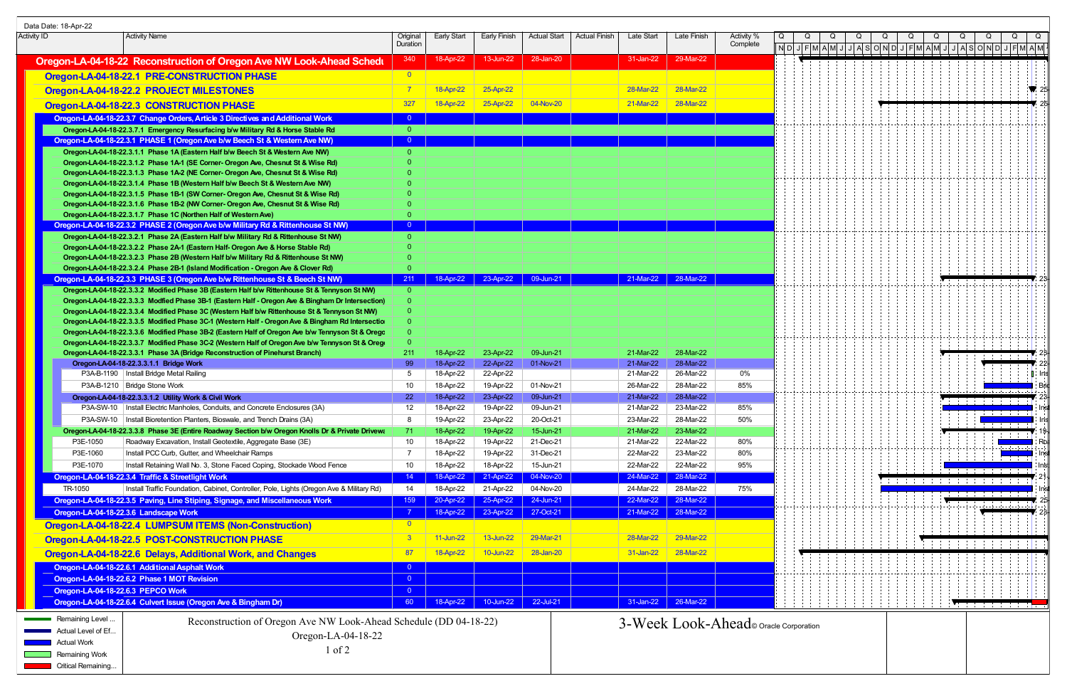Data Date: 18-Apr-22

| Activity ID | Activity Name | Original Duration | Early Start | Early Finish | Actual Start | Actual Finish | Late Start | Late Finish | Activity % Complete |
|---|---|---|---|---|---|---|---|---|---|
| **Oregon-LA-04-18-22 Reconstruction of Oregon Ave NW Look-Ahead Schedu** | | 340 | 18-Apr-22 | 13-Jun-22 | 28-Jan-20 | | 31-Jan-22 | 29-Mar-22 | |
| **Oregon-LA-04-18-22.1 PRE-CONSTRUCTION PHASE** | | 0 | | | | | | | |
| **Oregon-LA-04-18-22.2 PROJECT MILESTONES** | | 7 | 18-Apr-22 | 25-Apr-22 | | | 28-Mar-22 | 28-Mar-22 | |
| **Oregon-LA-04-18-22.3 CONSTRUCTION PHASE** | | 327 | 18-Apr-22 | 25-Apr-22 | 04-Nov-20 | | 21-Mar-22 | 28-Mar-22 | |
| Oregon-LA-04-18-22.3.7 Change Orders, Article 3 Directives and Additional Work | | 0 | | | | | | | |
| Oregon-LA-04-18-22.3.7.1 Emergency Resurfacing b/w Military Rd & Horse Stable Rd | | 0 | | | | | | | |
| Oregon-LA-04-18-22.3.1 PHASE 1 (Oregon Ave b/w Beech St & Western Ave NW) | | 0 | | | | | | | |
| Oregon-LA-04-18-22.3.1.1 Phase 1A (Eastern Half b/w Beech St & Western Ave NW) | | 0 | | | | | | | |
| Oregon-LA-04-18-22.3.1.2 Phase 1A-1 (SE Corner- Oregon Ave, Chesnut St & Wise Rd) | | 0 | | | | | | | |
| Oregon-LA-04-18-22.3.1.3 Phase 1A-2 (NE Corner- Oregon Ave, Chesnut St & Wise Rd) | | 0 | | | | | | | |
| Oregon-LA-04-18-22.3.1.4 Phase 1B (Western Half b/w Beech St & Western Ave NW) | | 0 | | | | | | | |
| Oregon-LA-04-18-22.3.1.5 Phase 1B-1 (SW Corner- Oregon Ave, Chesnut St & Wise Rd) | | 0 | | | | | | | |
| Oregon-LA-04-18-22.3.1.6 Phase 1B-2 (NW Corner- Oregon Ave, Chesnut St & Wise Rd) | | 0 | | | | | | | |
| Oregon-LA-04-18-22.3.1.7 Phase 1C (Northen Half of Western Ave) | | 0 | | | | | | | |
| Oregon-LA-04-18-22.3.2 PHASE 2 (Oregon Ave b/w Military Rd & Rittenhouse St NW) | | 0 | | | | | | | |
| Oregon-LA-04-18-22.3.2.1 Phase 2A (Eastern Half b/w Military Rd & Rittenhouse St NW) | | 0 | | | | | | | |
| Oregon-LA-04-18-22.3.2.2 Phase 2A-1 (Eastern Half- Oregon Ave & Horse Stable Rd) | | 0 | | | | | | | |
| Oregon-LA-04-18-22.3.2.3 Phase 2B (Western Half b/w Military Rd & Rittenhouse St NW) | | 0 | | | | | | | |
| Oregon-LA-04-18-22.3.2.4 Phase 2B-1 (Island Modification - Oregon Ave & Clover Rd) | | 0 | | | | | | | |
| Oregon-LA-04-18-22.3.3 PHASE 3 (Oregon Ave b/w Rittenhouse St & Beech St NW) | | 211 | 18-Apr-22 | 23-Apr-22 | 09-Jun-21 | | 21-Mar-22 | 28-Mar-22 | |
| Oregon-LA-04-18-22.3.3.2 Modified Phase 3B (Eastern Half b/w Rittenhouse St & Tennyson St NW) | | 0 | | | | | | | |
| Oregon-LA-04-18-22.3.3.3 Modfied Phase 3B-1 (Eastern Half - Oregon Ave & Bingham Dr Intersection) | | 0 | | | | | | | |
| Oregon-LA-04-18-22.3.3.4 Modified Phase 3C (Western Half b/w Rittenhouse St & Tennyson St NW) | | 0 | | | | | | | |
| Oregon-LA-04-18-22.3.3.5 Modified Phase 3C-1 (Western Half - Oregon Ave & Bingham Rd Intersectio | | 0 | | | | | | | |
| Oregon-LA-04-18-22.3.3.6 Modified Phase 3B-2 (Eastern Half of Oregon Ave b/w Tennyson St & Orego | | 0 | | | | | | | |
| Oregon-LA-04-18-22.3.3.7 Modified Phase 3C-2 (Western Half of Oregon Ave b/w Tennyson St & Orego | | 0 | | | | | | | |
| Oregon-LA-04-18-22.3.3.1 Phase 3A (Bridge Reconstruction of Pinehurst Branch) | | 211 | 18-Apr-22 | 23-Apr-22 | 09-Jun-21 | | 21-Mar-22 | 28-Mar-22 | |
| Oregon-LA-04-18-22.3.3.1.1 Bridge Work | | 99 | 18-Apr-22 | 22-Apr-22 | 01-Nov-21 | | 21-Mar-22 | 28-Mar-22 | |
| P3A-B-1190 | Install Bridge Metal Railing | 5 | 18-Apr-22 | 22-Apr-22 | | | 21-Mar-22 | 26-Mar-22 | 0% |
| P3A-B-1210 | Bridge Stone Work | 10 | 18-Apr-22 | 19-Apr-22 | 01-Nov-21 | | 26-Mar-22 | 28-Mar-22 | 85% |
| Oregon-LA-04-18-22.3.3.1.2 Utility Work & Civil Work | | 22 | 18-Apr-22 | 23-Apr-22 | 09-Jun-21 | | 21-Mar-22 | 28-Mar-22 | |
| P3A-SW-10 | Install Electric Manholes, Conduits, and Concrete Enclosures (3A) | 12 | 18-Apr-22 | 19-Apr-22 | 09-Jun-21 | | 21-Mar-22 | 23-Mar-22 | 85% |
| P3A-SW-10 | Install Bioretention Planters, Bioswale, and Trench Drains (3A) | 8 | 19-Apr-22 | 23-Apr-22 | 20-Oct-21 | | 23-Mar-22 | 28-Mar-22 | 50% |
| Oregon-LA-04-18-22.3.3.8 Phase 3E (Entire Roadway Section b/w Oregon Knolls Dr & Private Drivewa | | 71 | 18-Apr-22 | 19-Apr-22 | 15-Jun-21 | | 21-Mar-22 | 23-Mar-22 | |
| P3E-1050 | Roadway Excavation, Install Geotextile, Aggregate Base (3E) | 10 | 18-Apr-22 | 19-Apr-22 | 21-Dec-21 | | 21-Mar-22 | 22-Mar-22 | 80% |
| P3E-1060 | Install PCC Curb, Gutter, and Wheelchair Ramps | 7 | 18-Apr-22 | 19-Apr-22 | 31-Dec-21 | | 22-Mar-22 | 23-Mar-22 | 80% |
| P3E-1070 | Install Retaining Wall No. 3, Stone Faced Coping, Stockade Wood Fence | 10 | 18-Apr-22 | 18-Apr-22 | 15-Jun-21 | | 22-Mar-22 | 22-Mar-22 | 95% |
| Oregon-LA-04-18-22.3.4 Traffic & Streetlight Work | | 14 | 18-Apr-22 | 21-Apr-22 | 04-Nov-20 | | 24-Mar-22 | 28-Mar-22 | |
| TR-1050 | Install Traffic Foundation, Cabinet, Controller, Pole, Lights (Oregon Ave & Military Rd) | 14 | 18-Apr-22 | 21-Apr-22 | 04-Nov-20 | | 24-Mar-22 | 28-Mar-22 | 75% |
| Oregon-LA-04-18-22.3.5 Paving, Line Stiping, Signage, and Miscellaneous Work | | 159 | 20-Apr-22 | 25-Apr-22 | 24-Jun-21 | | 22-Mar-22 | 28-Mar-22 | |
| Oregon-LA-04-18-22.3.6 Landscape Work | | 7 | 18-Apr-22 | 23-Apr-22 | 27-Oct-21 | | 21-Mar-22 | 28-Mar-22 | |
| **Oregon-LA-04-18-22.4 LUMPSUM ITEMS (Non-Construction)** | | 0 | | | | | | | |
| **Oregon-LA-04-18-22.5 POST-CONSTRUCTION PHASE** | | 3 | 11-Jun-22 | 13-Jun-22 | 29-Mar-21 | | 28-Mar-22 | 29-Mar-22 | |
| **Oregon-LA-04-18-22.6 Delays, Additional Work, and Changes** | | 87 | 18-Apr-22 | 10-Jun-22 | 28-Jan-20 | | 31-Jan-22 | 28-Mar-22 | |
| Oregon-LA-04-18-22.6.1 Additional Asphalt Work | | 0 | | | | | | | |
| Oregon-LA-04-18-22.6.2 Phase 1 MOT Revision | | 0 | | | | | | | |
| Oregon-LA-04-18-22.6.3 PEPCO Work | | 0 | | | | | | | |
| Oregon-LA-04-18-22.6.4 Culvert Issue (Oregon Ave & Bingham Dr) | | 60 | 18-Apr-22 | 10-Jun-22 | 22-Jul-21 | | 31-Jan-22 | 26-Mar-22 | |

Legend: Remaining Level ... | Actual Level of Ef... | Actual Work | Remaining Work | Critical Remaining...

Reconstruction of Oregon Ave NW Look-Ahead Schedule (DD 04-18-22)
Oregon-LA-04-18-22

3-Week Look-Ahead © Oracle Corporation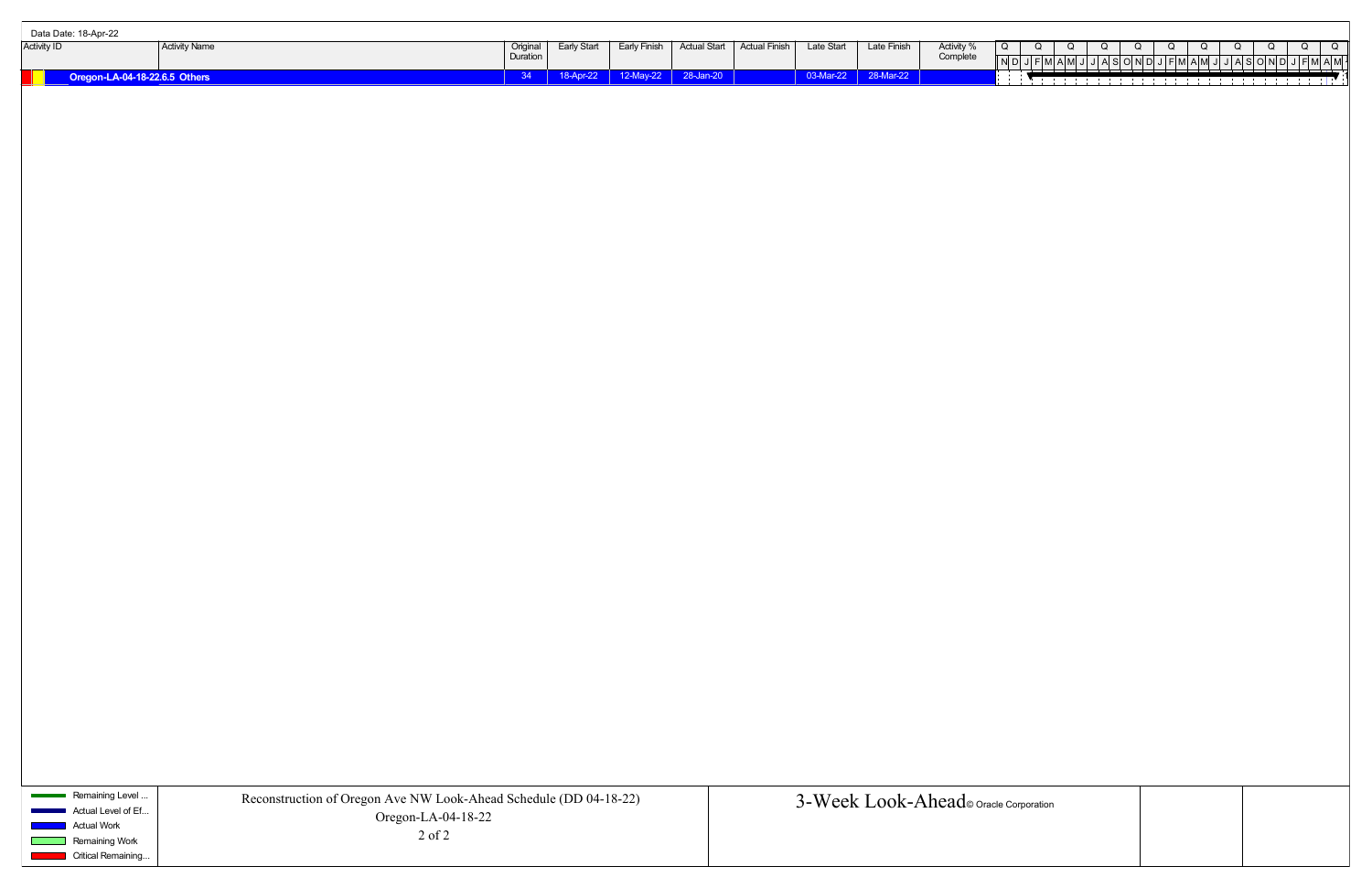Data Date: 18-Apr-22

| Activity ID | Activity Name | Original Duration | Early Start | Early Finish | Actual Start | Actual Finish | Late Start | Late Finish | Activity % Complete |
|---|---|---|---|---|---|---|---|---|---|
| **Oregon-LA-04-18-22.6.5 Others** | | 34 | 18-Apr-22 | 12-May-22 | 28-Jan-20 | | 03-Mar-22 | 28-Mar-22 | |

Q Q Q Q Q Q Q Q Q Q Q

N D J F M A M J J A S O N D J F M A M J J A S O N D J F M A M

Remaining Level ...
Actual Level of Ef...
Actual Work
Remaining Work
Critical Remaining...

Reconstruction of Oregon Ave NW Look-Ahead Schedule (DD 04-18-22)

Oregon-LA-04-18-22

3-Week Look-Ahead © Oracle Corporation